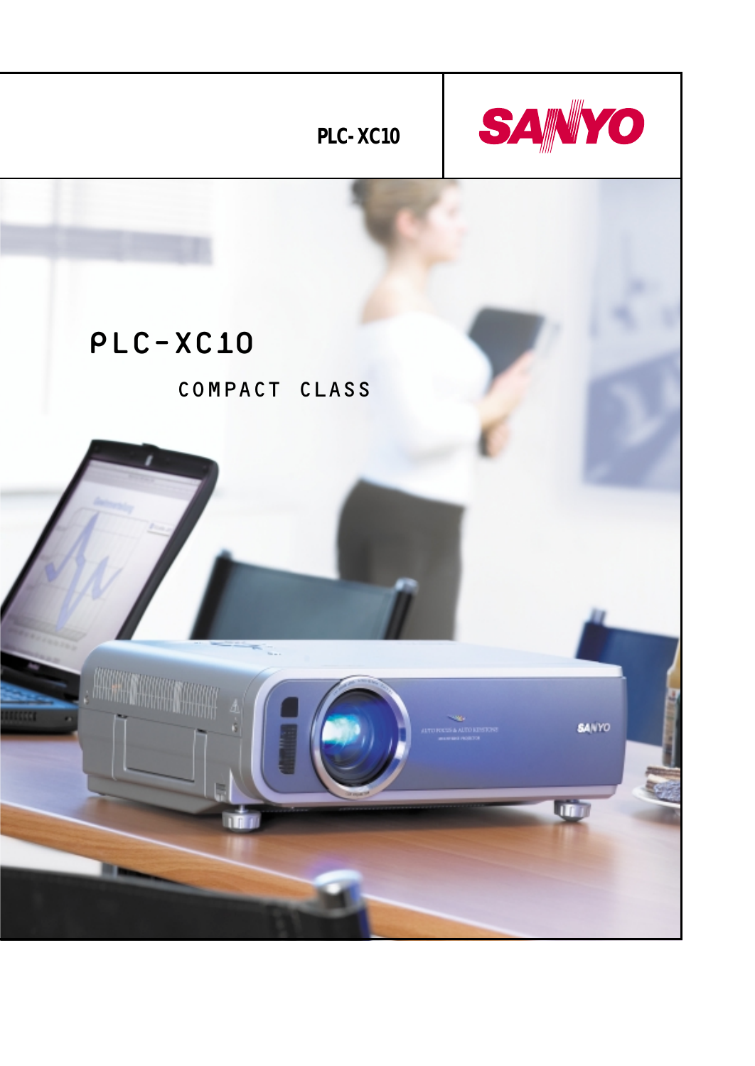PLC- XC10

SANYO

# PLC-XC10

## COMPACT CLASS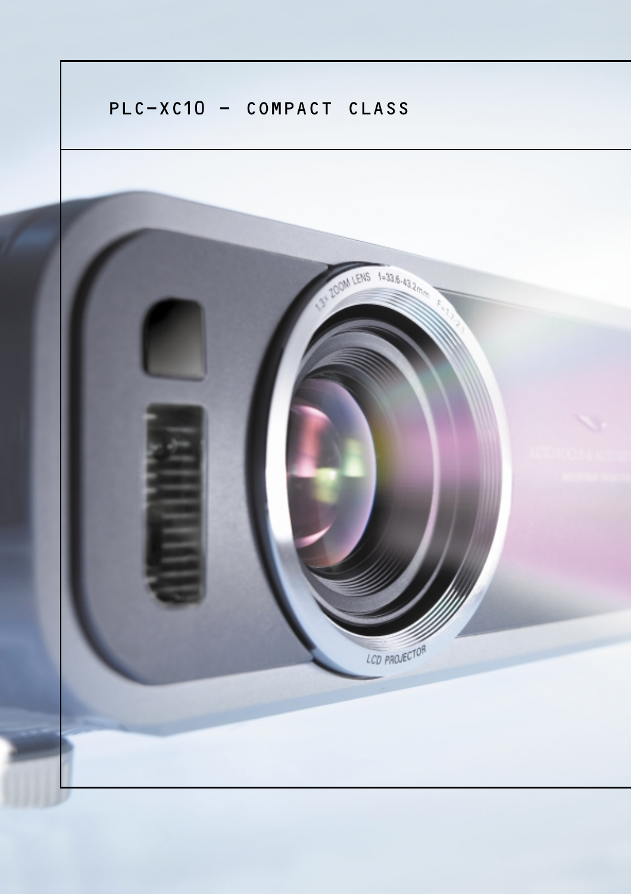# PLC-XC10 – COMPACT CLASS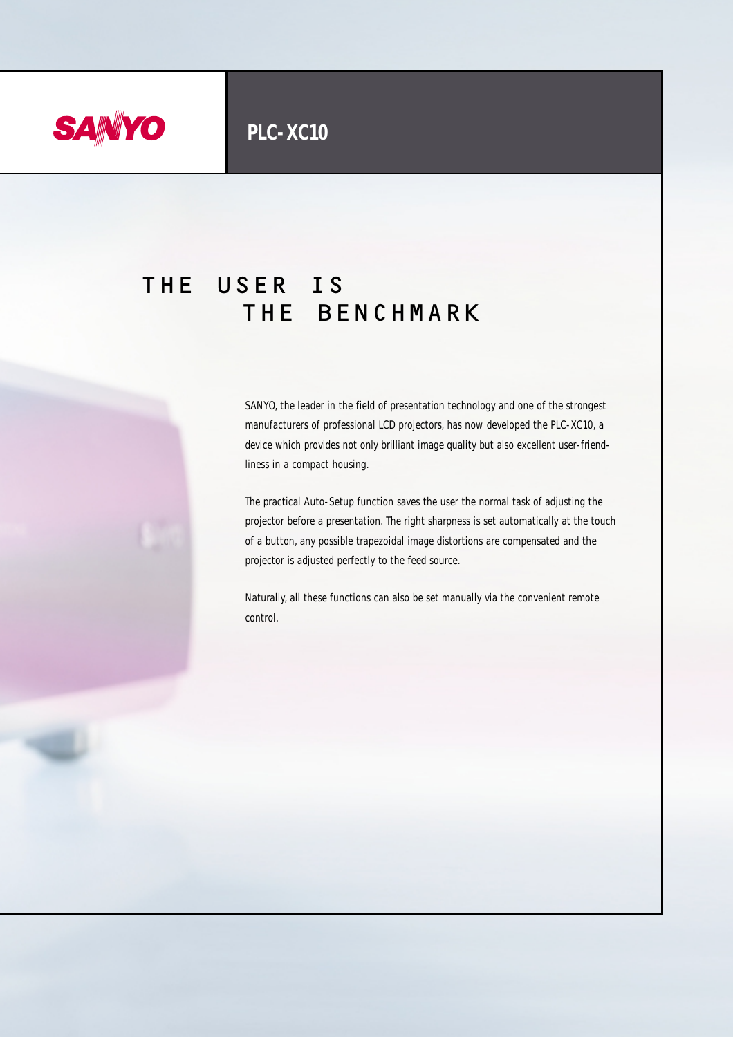SANYO

**PLC-XC10**

# THE USER IS THE BENCHMARK

SANYO, the leader in the field of presentation technology and one of the strongest manufacturers of professional LCD projectors, has now developed the PLC-XC10, a device which provides not only brilliant image quality but also excellent user-friendliness in a compact housing.

The practical Auto-Setup function saves the user the normal task of adjusting the projector before a presentation. The right sharpness is set automatically at the touch of a button, any possible trapezoidal image distortions are compensated and the projector is adjusted perfectly to the feed source.

Naturally, all these functions can also be set manually via the convenient remote control.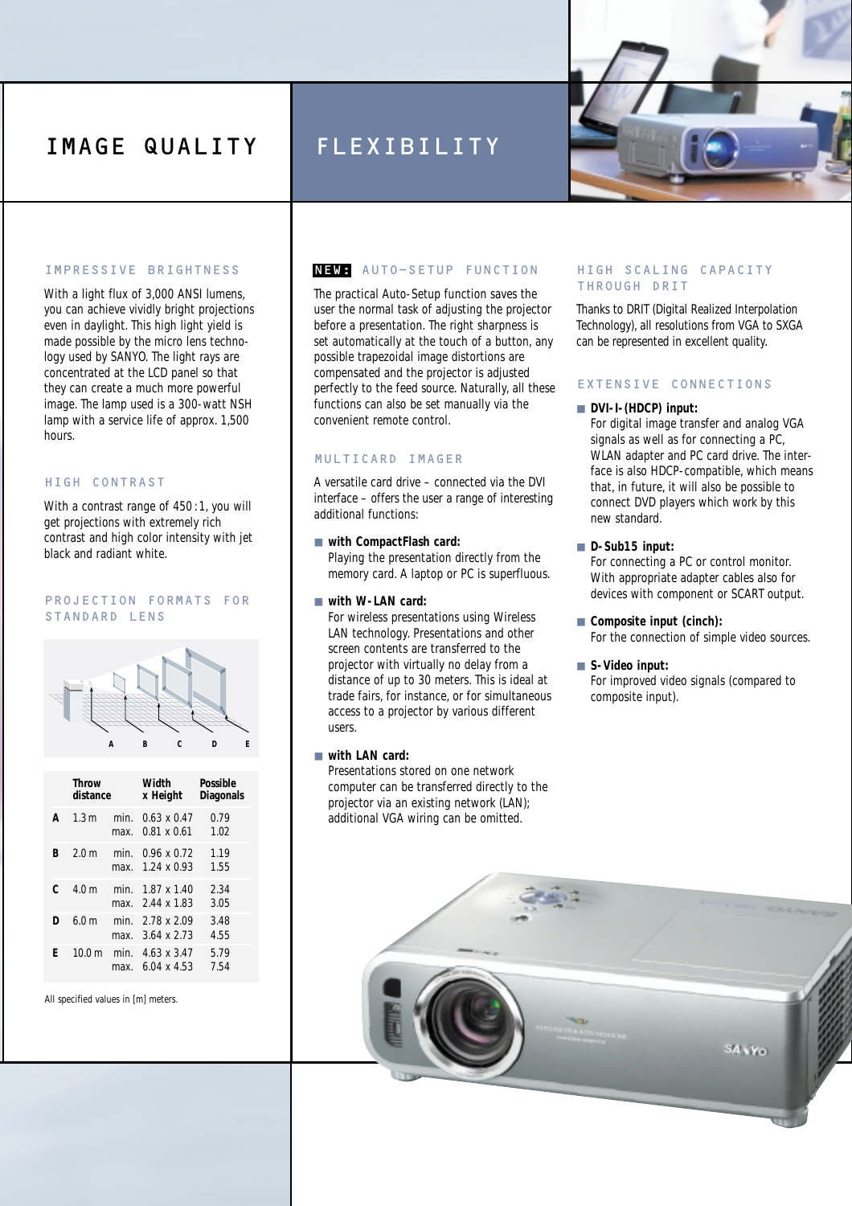# IMAGE QUALITY

## IMPRESSIVE BRIGHTNESS

With a light flux of 3,000 ANSI lumens, you can achieve vividly bright projections even in daylight. This high light yield is made possible by the micro lens technology used by SANYO. The light rays are concentrated at the LCD panel so that they can create a much more powerful image. The lamp used is a 300-watt NSH lamp with a service life of approx. 1,500 hours.

## HIGH CONTRAST

With a contrast range of 450:1, you will get projections with extremely rich contrast and high color intensity with jet black and radiant white.

## PROJECTION FORMATS FOR STANDARD LENS

A B C D E

| | Throw distance | | Width x Height | Possible Diagonals |
|---|---|---|---|---|
| A | 1.3 m | min. | 0.63 x 0.47 | 0.79 |
| | | max. | 0.81 x 0.61 | 1.02 |
| B | 2.0 m | min. | 0.96 x 0.72 | 1.19 |
| | | max. | 1.24 x 0.93 | 1.55 |
| C | 4.0 m | min. | 1.87 x 1.40 | 2.34 |
| | | max. | 2.44 x 1.83 | 3.05 |
| D | 6.0 m | min. | 2.78 x 2.09 | 3.48 |
| | | max. | 3.64 x 2.73 | 4.55 |
| E | 10.0 m | min. | 4.63 x 3.47 | 5.79 |
| | | max. | 6.04 x 4.53 | 7.54 |

All specified values in [m] meters.

# FLEXIBILITY

## NEW: AUTO-SETUP FUNCTION

The practical Auto-Setup function saves the user the normal task of adjusting the projector before a presentation. The right sharpness is set automatically at the touch of a button, any possible trapezoidal image distortions are compensated and the projector is adjusted perfectly to the feed source. Naturally, all these functions can also be set manually via the convenient remote control.

## MULTICARD IMAGER

A versatile card drive – connected via the DVI interface – offers the user a range of interesting additional functions:

- **with CompactFlash card:**
  Playing the presentation directly from the memory card. A laptop or PC is superfluous.
- **with W-LAN card:**
  For wireless presentations using Wireless LAN technology. Presentations and other screen contents are transferred to the projector with virtually no delay from a distance of up to 30 meters. This is ideal at trade fairs, for instance, or for simultaneous access to a projector by various different users.
- **with LAN card:**
  Presentations stored on one network computer can be transferred directly to the projector via an existing network (LAN); additional VGA wiring can be omitted.

## HIGH SCALING CAPACITY THROUGH DRIT

Thanks to DRIT (Digital Realized Interpolation Technology), all resolutions from VGA to SXGA can be represented in excellent quality.

## EXTENSIVE CONNECTIONS

- **DVI-I-(HDCP) input:**
  For digital image transfer and analog VGA signals as well as for connecting a PC, WLAN adapter and PC card drive. The interface is also HDCP-compatible, which means that, in future, it will also be possible to connect DVD players which work by this new standard.
- **D-Sub15 input:**
  For connecting a PC or control monitor. With appropriate adapter cables also for devices with component or SCART output.
- **Composite input (cinch):**
  For the connection of simple video sources.
- **S-Video input:**
  For improved video signals (compared to composite input).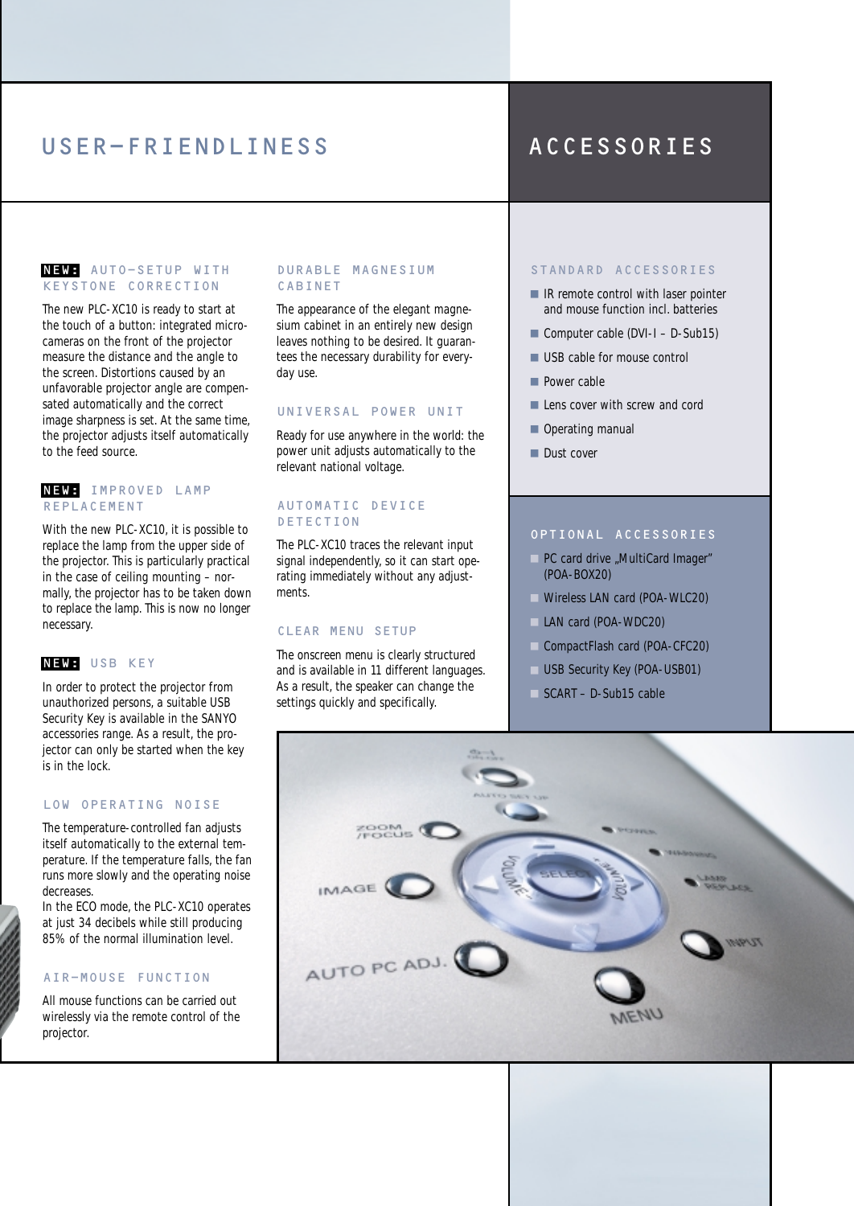# USER-FRIENDLINESS

### NEW: AUTO-SETUP WITH KEYSTONE CORRECTION

The new PLC-XC10 is ready to start at the touch of a button: integrated micro-cameras on the front of the projector measure the distance and the angle to the screen. Distortions caused by an unfavorable projector angle are compensated automatically and the correct image sharpness is set. At the same time, the projector adjusts itself automatically to the feed source.

### NEW: IMPROVED LAMP REPLACEMENT

With the new PLC-XC10, it is possible to replace the lamp from the upper side of the projector. This is particularly practical in the case of ceiling mounting – normally, the projector has to be taken down to replace the lamp. This is now no longer necessary.

### NEW: USB KEY

In order to protect the projector from unauthorized persons, a suitable USB Security Key is available in the SANYO accessories range. As a result, the projector can only be started when the key is in the lock.

### LOW OPERATING NOISE

The temperature-controlled fan adjusts itself automatically to the external temperature. If the temperature falls, the fan runs more slowly and the operating noise decreases.
In the ECO mode, the PLC-XC10 operates at just 34 decibels while still producing 85% of the normal illumination level.

### AIR-MOUSE FUNCTION

All mouse functions can be carried out wirelessly via the remote control of the projector.

### DURABLE MAGNESIUM CABINET

The appearance of the elegant magnesium cabinet in an entirely new design leaves nothing to be desired. It guarantees the necessary durability for everyday use.

### UNIVERSAL POWER UNIT

Ready for use anywhere in the world: the power unit adjusts automatically to the relevant national voltage.

### AUTOMATIC DEVICE DETECTION

The PLC-XC10 traces the relevant input signal independently, so it can start operating immediately without any adjustments.

### CLEAR MENU SETUP

The onscreen menu is clearly structured and is available in 11 different languages. As a result, the speaker can change the settings quickly and specifically.

# ACCESSORIES

### STANDARD ACCESSORIES

- IR remote control with laser pointer and mouse function incl. batteries
- Computer cable (DVI-I – D-Sub15)
- USB cable for mouse control
- Power cable
- Lens cover with screw and cord
- Operating manual
- Dust cover

### OPTIONAL ACCESSORIES

- PC card drive „MultiCard Imager" (POA-BOX20)
- Wireless LAN card (POA-WLC20)
- LAN card (POA-WDC20)
- CompactFlash card (POA-CFC20)
- USB Security Key (POA-USB01)
- SCART – D-Sub15 cable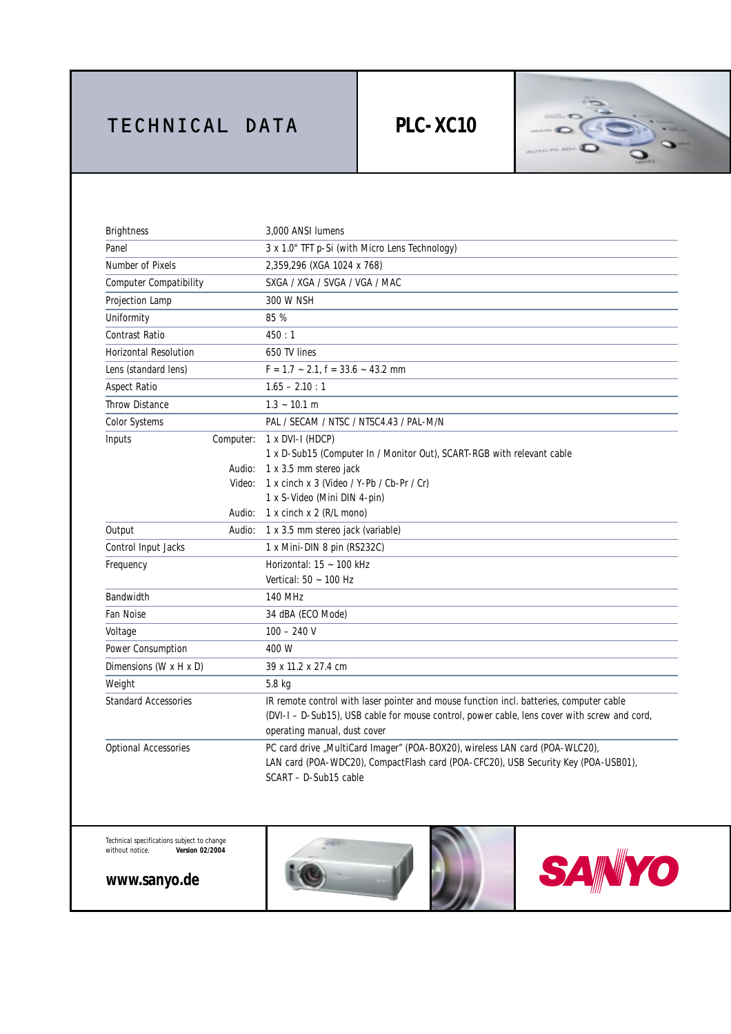# TECHNICAL DATA

## PLC-XC10

| | | |
|---|---|---|
| Brightness | | 3,000 ANSI lumens |
| Panel | | 3 x 1.0" TFT p-Si (with Micro Lens Technology) |
| Number of Pixels | | 2,359,296 (XGA 1024 x 768) |
| Computer Compatibility | | SXGA / XGA / SVGA / VGA / MAC |
| Projection Lamp | | 300 W NSH |
| Uniformity | | 85 % |
| Contrast Ratio | | 450 : 1 |
| Horizontal Resolution | | 650 TV lines |
| Lens (standard lens) | | F = 1.7 ~ 2.1, f = 33.6 ~ 43.2 mm |
| Aspect Ratio | | 1.65 – 2.10 : 1 |
| Throw Distance | | 1.3 ~ 10.1 m |
| Color Systems | | PAL / SECAM / NTSC / NTSC4.43 / PAL-M/N |
| Inputs | Computer: | 1 x DVI-I (HDCP)<br>1 x D-Sub15 (Computer In / Monitor Out), SCART-RGB with relevant cable |
| | Audio: | 1 x 3.5 mm stereo jack |
| | Video: | 1 x cinch x 3 (Video / Y-Pb / Cb-Pr / Cr)<br>1 x S-Video (Mini DIN 4-pin) |
| | Audio: | 1 x cinch x 2 (R/L mono) |
| Output | Audio: | 1 x 3.5 mm stereo jack (variable) |
| Control Input Jacks | | 1 x Mini-DIN 8 pin (RS232C) |
| Frequency | | Horizontal: 15 ~ 100 kHz<br>Vertical: 50 ~ 100 Hz |
| Bandwidth | | 140 MHz |
| Fan Noise | | 34 dBA (ECO Mode) |
| Voltage | | 100 – 240 V |
| Power Consumption | | 400 W |
| Dimensions (W x H x D) | | 39 x 11.2 x 27.4 cm |
| Weight | | 5.8 kg |
| Standard Accessories | | IR remote control with laser pointer and mouse function incl. batteries, computer cable (DVI-I – D-Sub15), USB cable for mouse control, power cable, lens cover with screw and cord, operating manual, dust cover |
| Optional Accessories | | PC card drive „MultiCard Imager" (POA-BOX20), wireless LAN card (POA-WLC20), LAN card (POA-WDC20), CompactFlash card (POA-CFC20), USB Security Key (POA-USB01), SCART – D-Sub15 cable |

Technical specifications subject to change without notice. **Version 02/2004**

**www.sanyo.de**

SANYO